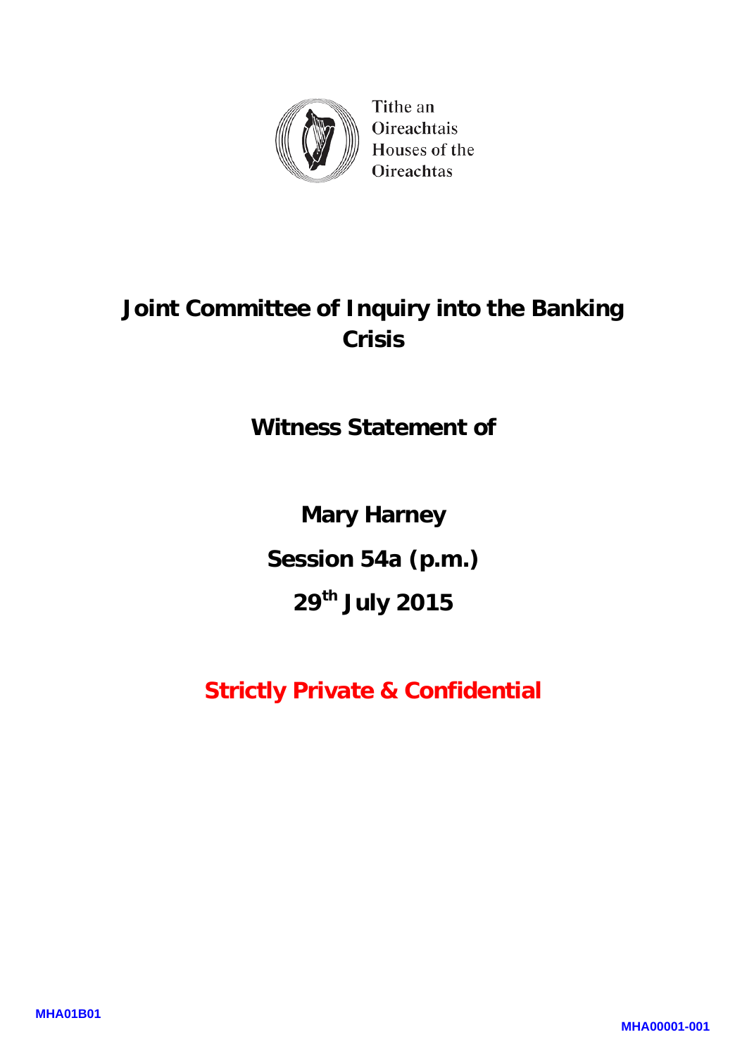Tithe an
Oireachtais
Houses of the
Oireachtas

# Joint Committee of Inquiry into the Banking Crisis

## Witness Statement of

## Mary Harney

## Session 54a (p.m.)

## 29th July 2015

**Strictly Private & Confidential**

MHA01B01

MHA00001-001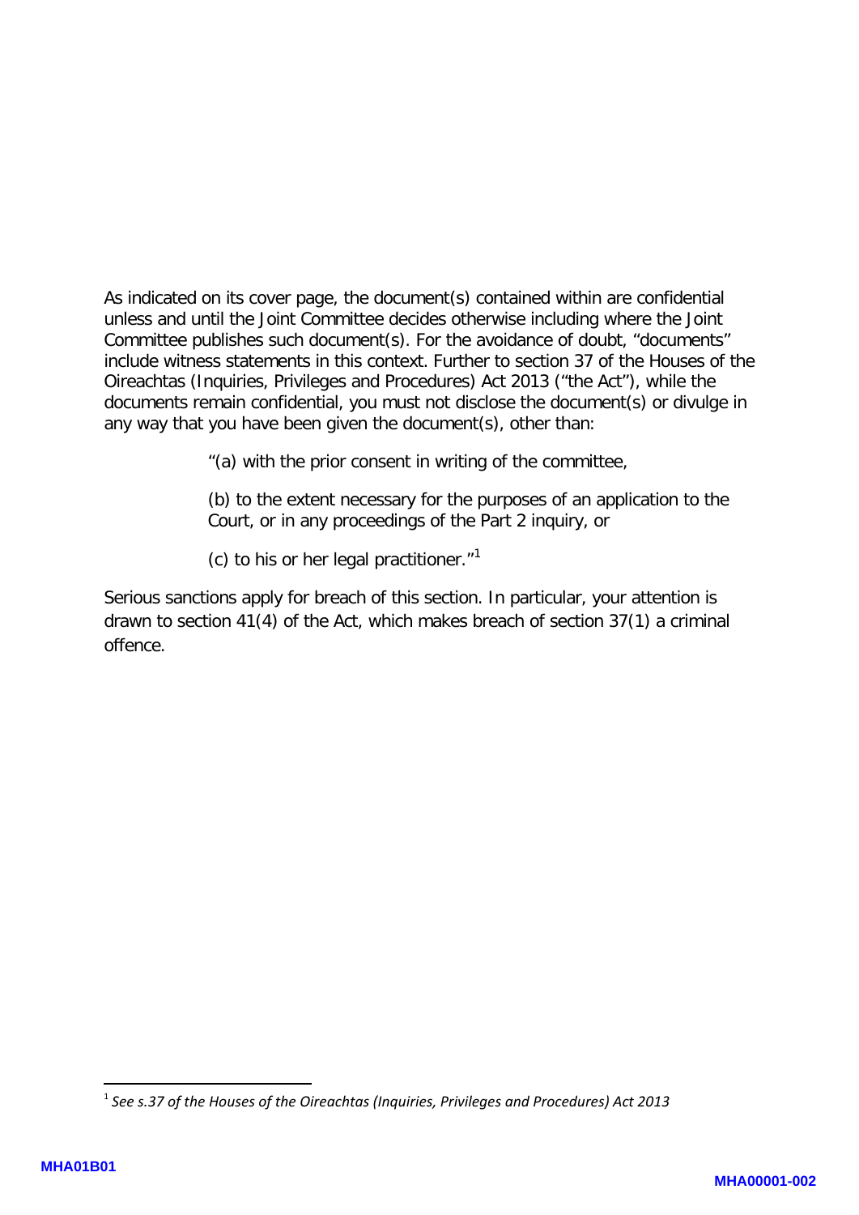As indicated on its cover page, the document(s) contained within are confidential unless and until the Joint Committee decides otherwise including where the Joint Committee publishes such document(s). For the avoidance of doubt, "documents" include witness statements in this context. Further to section 37 of the Houses of the Oireachtas (Inquiries, Privileges and Procedures) Act 2013 ("the Act"), while the documents remain confidential, you must not disclose the document(s) or divulge in any way that you have been given the document(s), other than:

> "(a) with the prior consent in writing of the committee,
>
> (b) to the extent necessary for the purposes of an application to the Court, or in any proceedings of the Part 2 inquiry, or
>
> (c) to his or her legal practitioner."[1]

Serious sanctions apply for breach of this section. In particular, your attention is drawn to section 41(4) of the Act, which makes breach of section 37(1) a criminal offence.

---

[1] *See s.37 of the Houses of the Oireachtas (Inquiries, Privileges and Procedures) Act 2013*

MHA01B01

MHA00001-002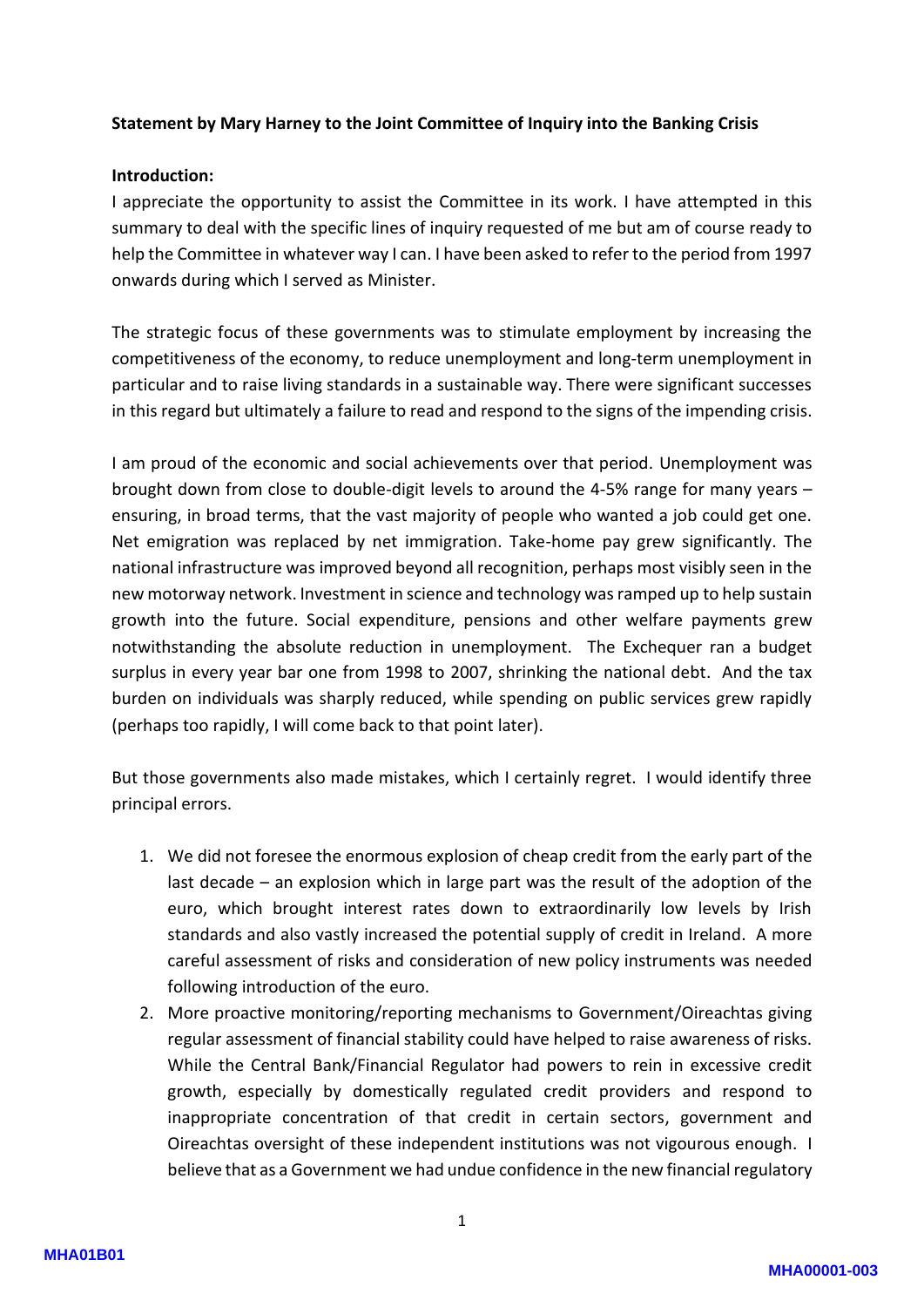**Statement by Mary Harney to the Joint Committee of Inquiry into the Banking Crisis**

**Introduction:**

I appreciate the opportunity to assist the Committee in its work. I have attempted in this summary to deal with the specific lines of inquiry requested of me but am of course ready to help the Committee in whatever way I can. I have been asked to refer to the period from 1997 onwards during which I served as Minister.

The strategic focus of these governments was to stimulate employment by increasing the competitiveness of the economy, to reduce unemployment and long-term unemployment in particular and to raise living standards in a sustainable way. There were significant successes in this regard but ultimately a failure to read and respond to the signs of the impending crisis.

I am proud of the economic and social achievements over that period. Unemployment was brought down from close to double-digit levels to around the 4-5% range for many years – ensuring, in broad terms, that the vast majority of people who wanted a job could get one. Net emigration was replaced by net immigration. Take-home pay grew significantly. The national infrastructure was improved beyond all recognition, perhaps most visibly seen in the new motorway network. Investment in science and technology was ramped up to help sustain growth into the future. Social expenditure, pensions and other welfare payments grew notwithstanding the absolute reduction in unemployment. The Exchequer ran a budget surplus in every year bar one from 1998 to 2007, shrinking the national debt. And the tax burden on individuals was sharply reduced, while spending on public services grew rapidly (perhaps too rapidly, I will come back to that point later).

But those governments also made mistakes, which I certainly regret. I would identify three principal errors.

1. We did not foresee the enormous explosion of cheap credit from the early part of the last decade – an explosion which in large part was the result of the adoption of the euro, which brought interest rates down to extraordinarily low levels by Irish standards and also vastly increased the potential supply of credit in Ireland. A more careful assessment of risks and consideration of new policy instruments was needed following introduction of the euro.
2. More proactive monitoring/reporting mechanisms to Government/Oireachtas giving regular assessment of financial stability could have helped to raise awareness of risks. While the Central Bank/Financial Regulator had powers to rein in excessive credit growth, especially by domestically regulated credit providers and respond to inappropriate concentration of that credit in certain sectors, government and Oireachtas oversight of these independent institutions was not vigourous enough. I believe that as a Government we had undue confidence in the new financial regulatory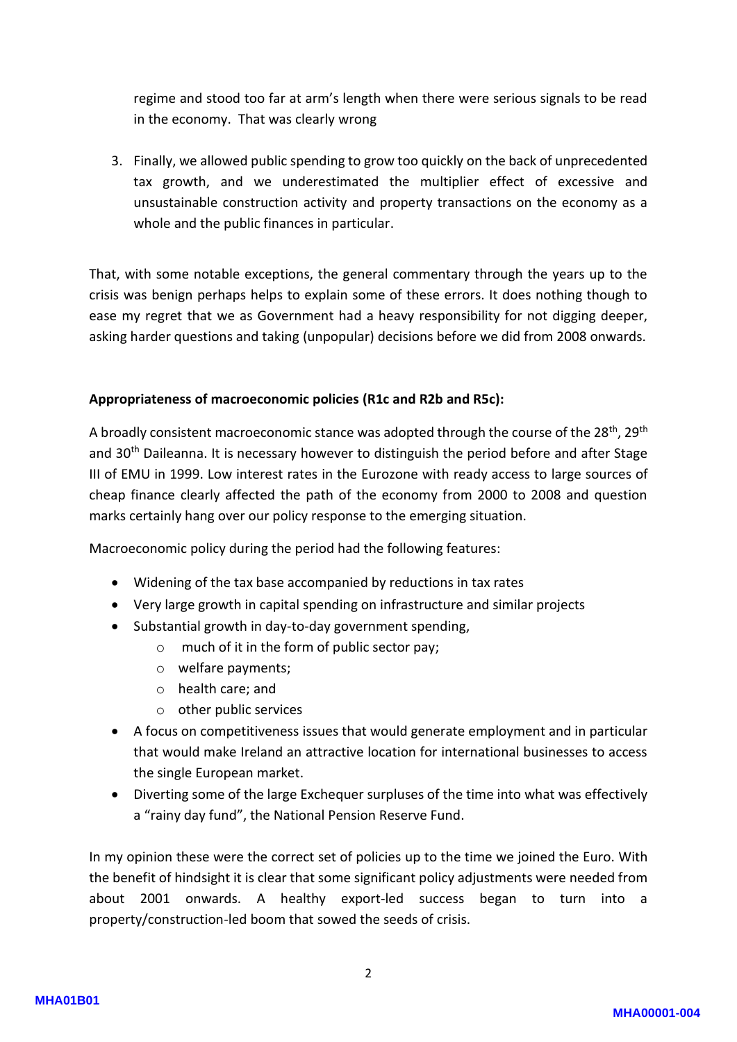regime and stood too far at arm's length when there were serious signals to be read in the economy. That was clearly wrong

3. Finally, we allowed public spending to grow too quickly on the back of unprecedented tax growth, and we underestimated the multiplier effect of excessive and unsustainable construction activity and property transactions on the economy as a whole and the public finances in particular.

That, with some notable exceptions, the general commentary through the years up to the crisis was benign perhaps helps to explain some of these errors. It does nothing though to ease my regret that we as Government had a heavy responsibility for not digging deeper, asking harder questions and taking (unpopular) decisions before we did from 2008 onwards.

**Appropriateness of macroeconomic policies (R1c and R2b and R5c):**

A broadly consistent macroeconomic stance was adopted through the course of the 28th, 29th and 30th Daileanna. It is necessary however to distinguish the period before and after Stage III of EMU in 1999. Low interest rates in the Eurozone with ready access to large sources of cheap finance clearly affected the path of the economy from 2000 to 2008 and question marks certainly hang over our policy response to the emerging situation.

Macroeconomic policy during the period had the following features:

- Widening of the tax base accompanied by reductions in tax rates
- Very large growth in capital spending on infrastructure and similar projects
- Substantial growth in day-to-day government spending,
  - much of it in the form of public sector pay;
  - welfare payments;
  - health care; and
  - other public services
- A focus on competitiveness issues that would generate employment and in particular that would make Ireland an attractive location for international businesses to access the single European market.
- Diverting some of the large Exchequer surpluses of the time into what was effectively a "rainy day fund", the National Pension Reserve Fund.

In my opinion these were the correct set of policies up to the time we joined the Euro. With the benefit of hindsight it is clear that some significant policy adjustments were needed from about 2001 onwards. A healthy export-led success began to turn into a property/construction-led boom that sowed the seeds of crisis.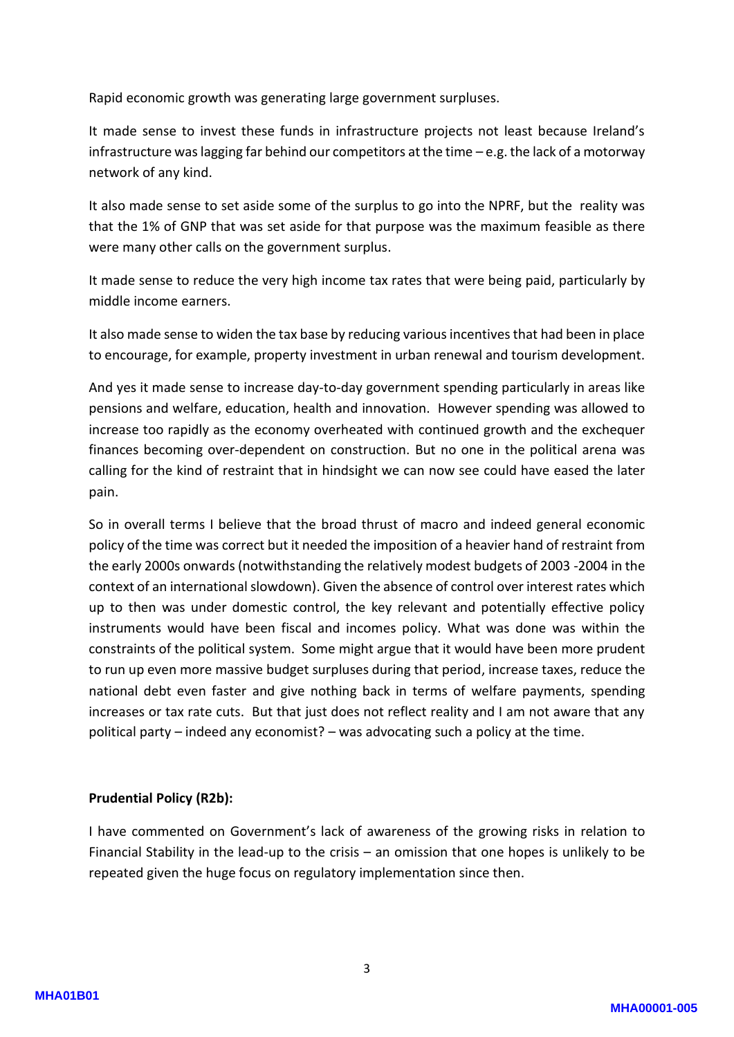Rapid economic growth was generating large government surpluses.

It made sense to invest these funds in infrastructure projects not least because Ireland's infrastructure was lagging far behind our competitors at the time – e.g. the lack of a motorway network of any kind.

It also made sense to set aside some of the surplus to go into the NPRF, but the reality was that the 1% of GNP that was set aside for that purpose was the maximum feasible as there were many other calls on the government surplus.

It made sense to reduce the very high income tax rates that were being paid, particularly by middle income earners.

It also made sense to widen the tax base by reducing various incentives that had been in place to encourage, for example, property investment in urban renewal and tourism development.

And yes it made sense to increase day-to-day government spending particularly in areas like pensions and welfare, education, health and innovation. However spending was allowed to increase too rapidly as the economy overheated with continued growth and the exchequer finances becoming over-dependent on construction. But no one in the political arena was calling for the kind of restraint that in hindsight we can now see could have eased the later pain.

So in overall terms I believe that the broad thrust of macro and indeed general economic policy of the time was correct but it needed the imposition of a heavier hand of restraint from the early 2000s onwards (notwithstanding the relatively modest budgets of 2003 -2004 in the context of an international slowdown). Given the absence of control over interest rates which up to then was under domestic control, the key relevant and potentially effective policy instruments would have been fiscal and incomes policy. What was done was within the constraints of the political system. Some might argue that it would have been more prudent to run up even more massive budget surpluses during that period, increase taxes, reduce the national debt even faster and give nothing back in terms of welfare payments, spending increases or tax rate cuts. But that just does not reflect reality and I am not aware that any political party – indeed any economist? – was advocating such a policy at the time.

**Prudential Policy (R2b):**

I have commented on Government's lack of awareness of the growing risks in relation to Financial Stability in the lead-up to the crisis – an omission that one hopes is unlikely to be repeated given the huge focus on regulatory implementation since then.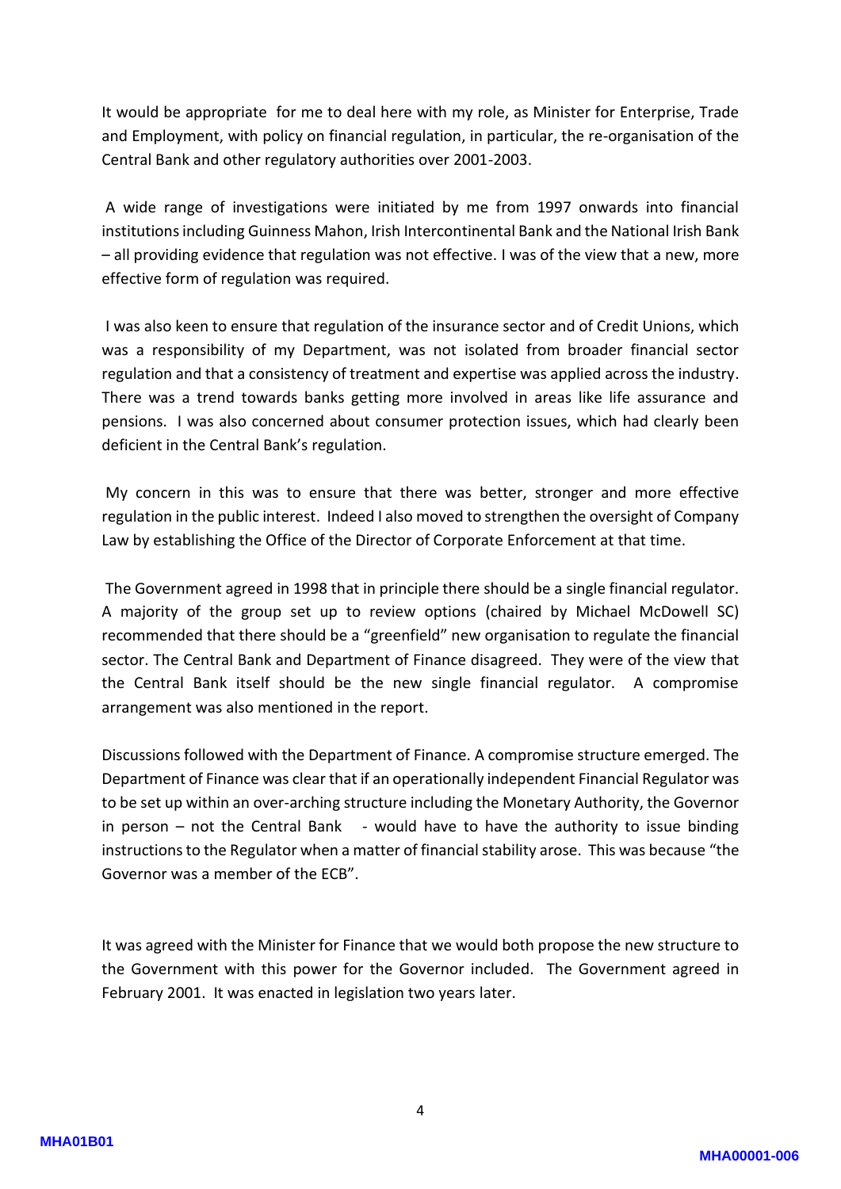It would be appropriate for me to deal here with my role, as Minister for Enterprise, Trade and Employment, with policy on financial regulation, in particular, the re-organisation of the Central Bank and other regulatory authorities over 2001-2003.

A wide range of investigations were initiated by me from 1997 onwards into financial institutions including Guinness Mahon, Irish Intercontinental Bank and the National Irish Bank – all providing evidence that regulation was not effective. I was of the view that a new, more effective form of regulation was required.

I was also keen to ensure that regulation of the insurance sector and of Credit Unions, which was a responsibility of my Department, was not isolated from broader financial sector regulation and that a consistency of treatment and expertise was applied across the industry. There was a trend towards banks getting more involved in areas like life assurance and pensions. I was also concerned about consumer protection issues, which had clearly been deficient in the Central Bank's regulation.

My concern in this was to ensure that there was better, stronger and more effective regulation in the public interest. Indeed I also moved to strengthen the oversight of Company Law by establishing the Office of the Director of Corporate Enforcement at that time.

The Government agreed in 1998 that in principle there should be a single financial regulator. A majority of the group set up to review options (chaired by Michael McDowell SC) recommended that there should be a "greenfield" new organisation to regulate the financial sector. The Central Bank and Department of Finance disagreed. They were of the view that the Central Bank itself should be the new single financial regulator. A compromise arrangement was also mentioned in the report.

Discussions followed with the Department of Finance. A compromise structure emerged. The Department of Finance was clear that if an operationally independent Financial Regulator was to be set up within an over-arching structure including the Monetary Authority, the Governor in person – not the Central Bank - would have to have the authority to issue binding instructions to the Regulator when a matter of financial stability arose. This was because "the Governor was a member of the ECB".

It was agreed with the Minister for Finance that we would both propose the new structure to the Government with this power for the Governor included. The Government agreed in February 2001. It was enacted in legislation two years later.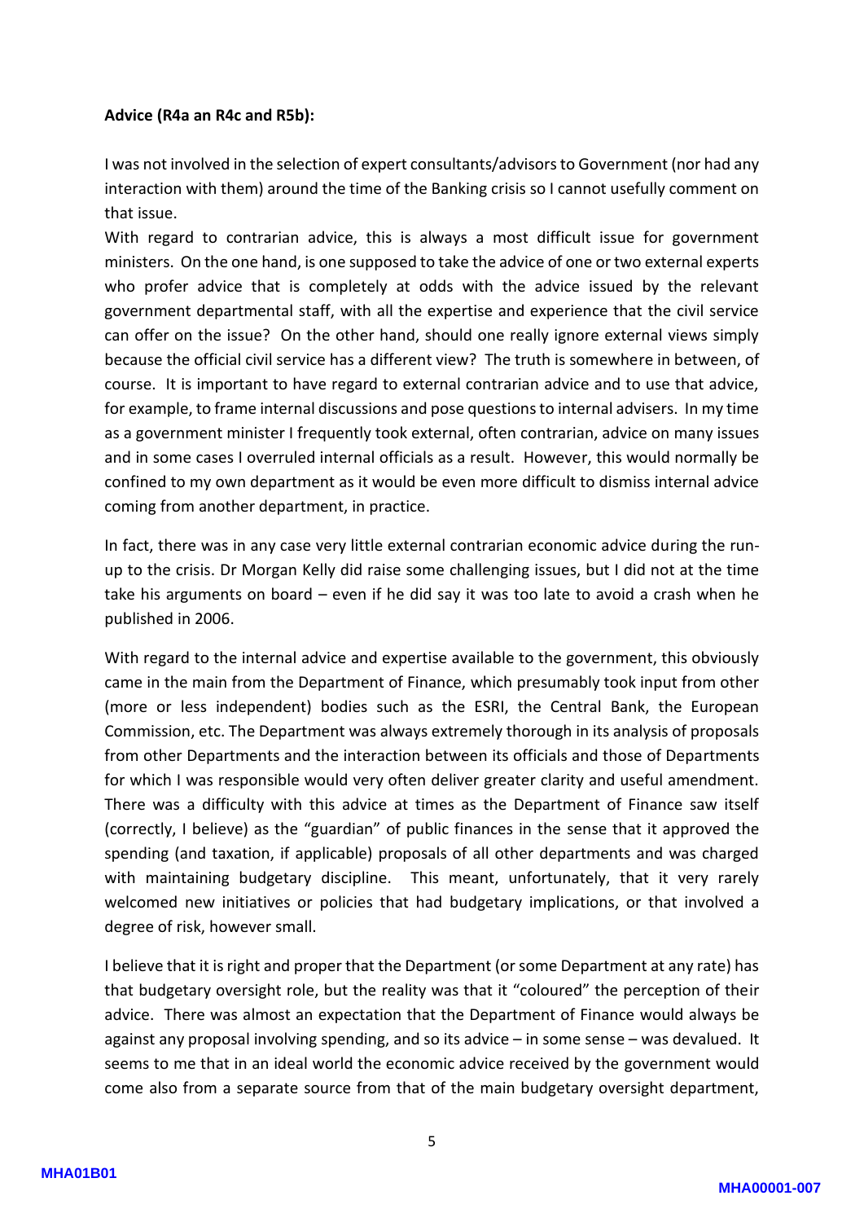**Advice (R4a an R4c and R5b):**

I was not involved in the selection of expert consultants/advisors to Government (nor had any interaction with them) around the time of the Banking crisis so I cannot usefully comment on that issue.

With regard to contrarian advice, this is always a most difficult issue for government ministers. On the one hand, is one supposed to take the advice of one or two external experts who profer advice that is completely at odds with the advice issued by the relevant government departmental staff, with all the expertise and experience that the civil service can offer on the issue? On the other hand, should one really ignore external views simply because the official civil service has a different view? The truth is somewhere in between, of course. It is important to have regard to external contrarian advice and to use that advice, for example, to frame internal discussions and pose questions to internal advisers. In my time as a government minister I frequently took external, often contrarian, advice on many issues and in some cases I overruled internal officials as a result. However, this would normally be confined to my own department as it would be even more difficult to dismiss internal advice coming from another department, in practice.

In fact, there was in any case very little external contrarian economic advice during the run-up to the crisis. Dr Morgan Kelly did raise some challenging issues, but I did not at the time take his arguments on board – even if he did say it was too late to avoid a crash when he published in 2006.

With regard to the internal advice and expertise available to the government, this obviously came in the main from the Department of Finance, which presumably took input from other (more or less independent) bodies such as the ESRI, the Central Bank, the European Commission, etc. The Department was always extremely thorough in its analysis of proposals from other Departments and the interaction between its officials and those of Departments for which I was responsible would very often deliver greater clarity and useful amendment. There was a difficulty with this advice at times as the Department of Finance saw itself (correctly, I believe) as the "guardian" of public finances in the sense that it approved the spending (and taxation, if applicable) proposals of all other departments and was charged with maintaining budgetary discipline. This meant, unfortunately, that it very rarely welcomed new initiatives or policies that had budgetary implications, or that involved a degree of risk, however small.

I believe that it is right and proper that the Department (or some Department at any rate) has that budgetary oversight role, but the reality was that it "coloured" the perception of their advice. There was almost an expectation that the Department of Finance would always be against any proposal involving spending, and so its advice – in some sense – was devalued. It seems to me that in an ideal world the economic advice received by the government would come also from a separate source from that of the main budgetary oversight department,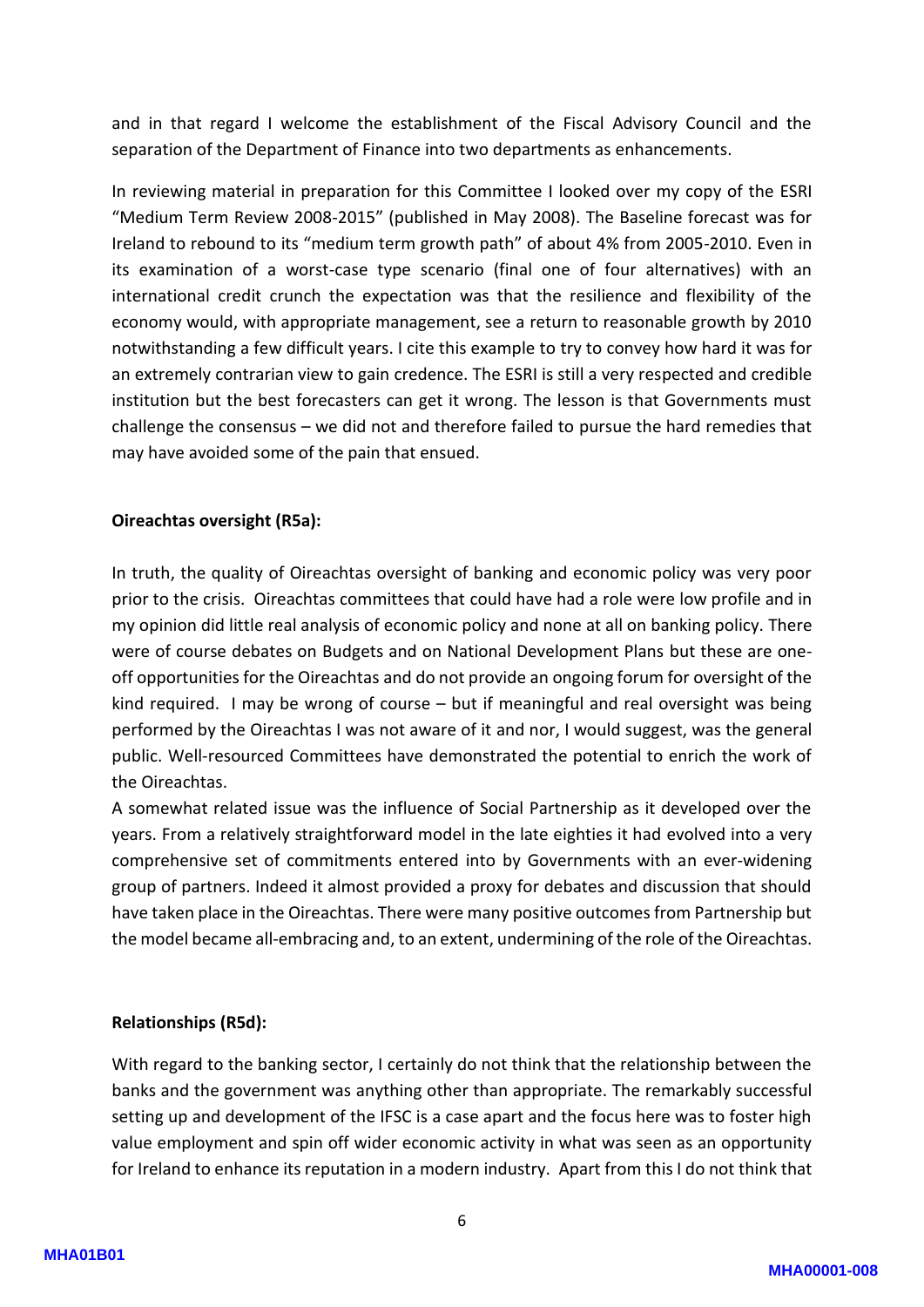and in that regard I welcome the establishment of the Fiscal Advisory Council and the separation of the Department of Finance into two departments as enhancements.

In reviewing material in preparation for this Committee I looked over my copy of the ESRI "Medium Term Review 2008-2015" (published in May 2008). The Baseline forecast was for Ireland to rebound to its "medium term growth path" of about 4% from 2005-2010. Even in its examination of a worst-case type scenario (final one of four alternatives) with an international credit crunch the expectation was that the resilience and flexibility of the economy would, with appropriate management, see a return to reasonable growth by 2010 notwithstanding a few difficult years. I cite this example to try to convey how hard it was for an extremely contrarian view to gain credence. The ESRI is still a very respected and credible institution but the best forecasters can get it wrong. The lesson is that Governments must challenge the consensus – we did not and therefore failed to pursue the hard remedies that may have avoided some of the pain that ensued.

**Oireachtas oversight (R5a):**

In truth, the quality of Oireachtas oversight of banking and economic policy was very poor prior to the crisis. Oireachtas committees that could have had a role were low profile and in my opinion did little real analysis of economic policy and none at all on banking policy. There were of course debates on Budgets and on National Development Plans but these are one-off opportunities for the Oireachtas and do not provide an ongoing forum for oversight of the kind required. I may be wrong of course – but if meaningful and real oversight was being performed by the Oireachtas I was not aware of it and nor, I would suggest, was the general public. Well-resourced Committees have demonstrated the potential to enrich the work of the Oireachtas.

A somewhat related issue was the influence of Social Partnership as it developed over the years. From a relatively straightforward model in the late eighties it had evolved into a very comprehensive set of commitments entered into by Governments with an ever-widening group of partners. Indeed it almost provided a proxy for debates and discussion that should have taken place in the Oireachtas. There were many positive outcomes from Partnership but the model became all-embracing and, to an extent, undermining of the role of the Oireachtas.

**Relationships (R5d):**

With regard to the banking sector, I certainly do not think that the relationship between the banks and the government was anything other than appropriate. The remarkably successful setting up and development of the IFSC is a case apart and the focus here was to foster high value employment and spin off wider economic activity in what was seen as an opportunity for Ireland to enhance its reputation in a modern industry. Apart from this I do not think that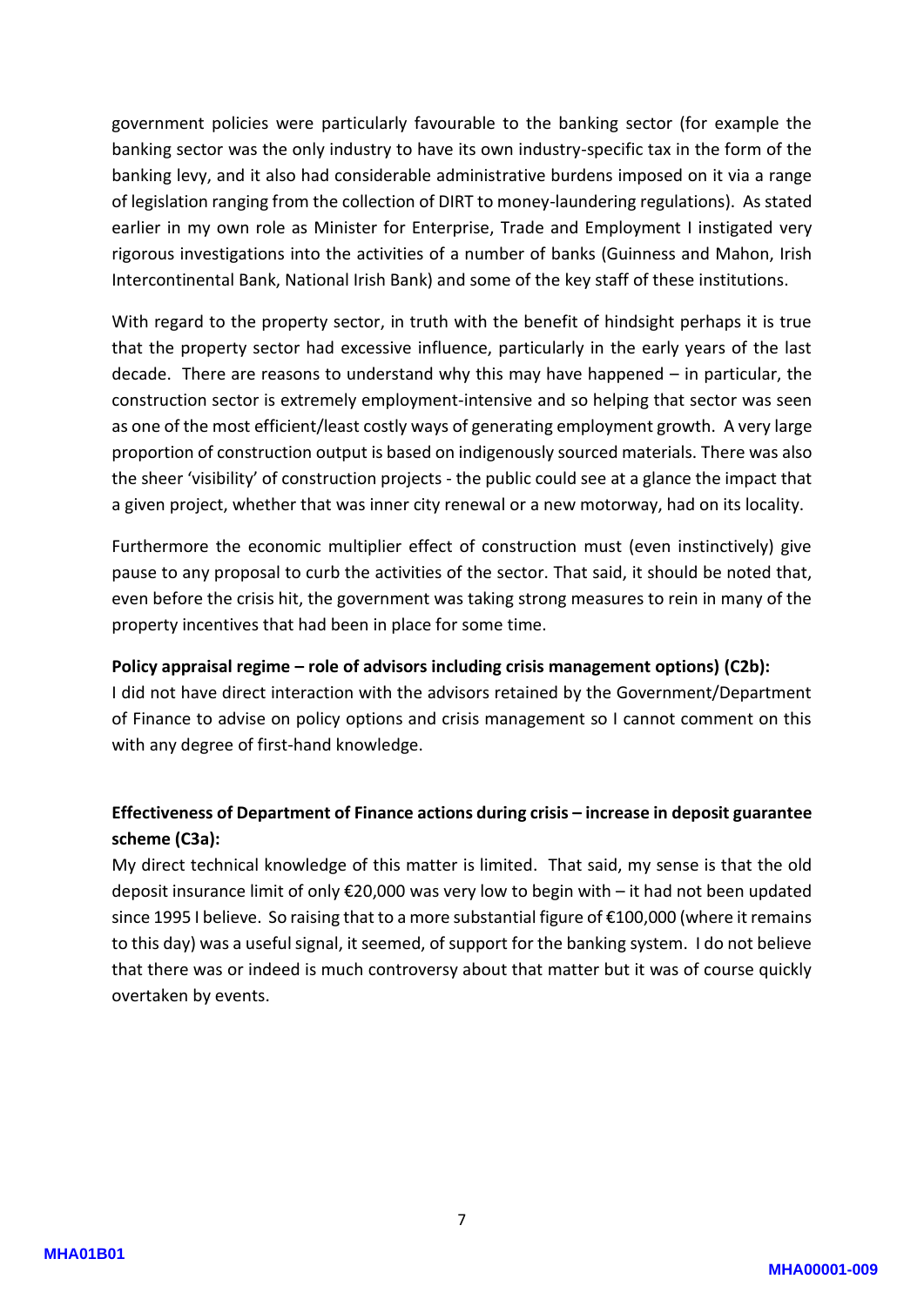government policies were particularly favourable to the banking sector (for example the banking sector was the only industry to have its own industry-specific tax in the form of the banking levy, and it also had considerable administrative burdens imposed on it via a range of legislation ranging from the collection of DIRT to money-laundering regulations). As stated earlier in my own role as Minister for Enterprise, Trade and Employment I instigated very rigorous investigations into the activities of a number of banks (Guinness and Mahon, Irish Intercontinental Bank, National Irish Bank) and some of the key staff of these institutions.

With regard to the property sector, in truth with the benefit of hindsight perhaps it is true that the property sector had excessive influence, particularly in the early years of the last decade. There are reasons to understand why this may have happened – in particular, the construction sector is extremely employment-intensive and so helping that sector was seen as one of the most efficient/least costly ways of generating employment growth. A very large proportion of construction output is based on indigenously sourced materials. There was also the sheer 'visibility' of construction projects - the public could see at a glance the impact that a given project, whether that was inner city renewal or a new motorway, had on its locality.

Furthermore the economic multiplier effect of construction must (even instinctively) give pause to any proposal to curb the activities of the sector. That said, it should be noted that, even before the crisis hit, the government was taking strong measures to rein in many of the property incentives that had been in place for some time.

**Policy appraisal regime – role of advisors including crisis management options) (C2b):**
I did not have direct interaction with the advisors retained by the Government/Department of Finance to advise on policy options and crisis management so I cannot comment on this with any degree of first-hand knowledge.

**Effectiveness of Department of Finance actions during crisis – increase in deposit guarantee scheme (C3a):**
My direct technical knowledge of this matter is limited. That said, my sense is that the old deposit insurance limit of only €20,000 was very low to begin with – it had not been updated since 1995 I believe. So raising that to a more substantial figure of €100,000 (where it remains to this day) was a useful signal, it seemed, of support for the banking system. I do not believe that there was or indeed is much controversy about that matter but it was of course quickly overtaken by events.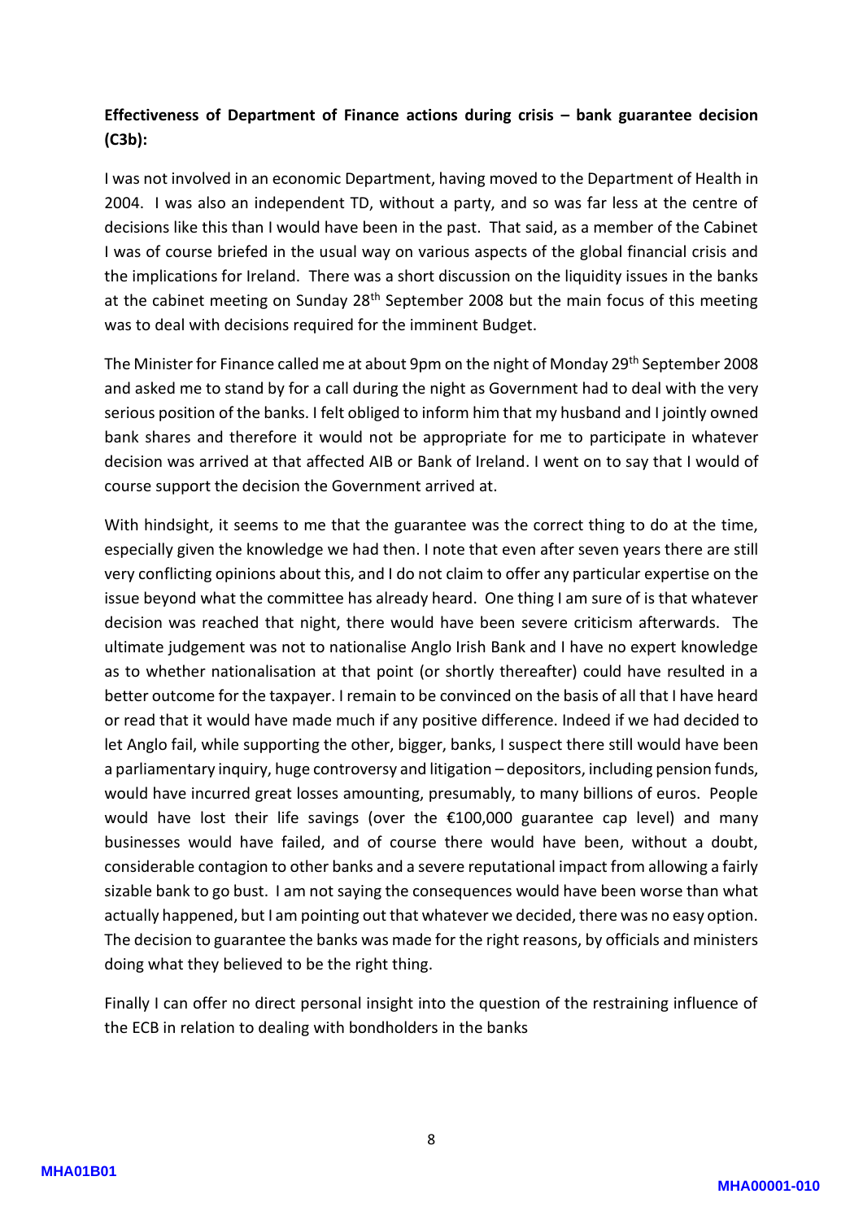**Effectiveness of Department of Finance actions during crisis – bank guarantee decision (C3b):**

I was not involved in an economic Department, having moved to the Department of Health in 2004. I was also an independent TD, without a party, and so was far less at the centre of decisions like this than I would have been in the past. That said, as a member of the Cabinet I was of course briefed in the usual way on various aspects of the global financial crisis and the implications for Ireland. There was a short discussion on the liquidity issues in the banks at the cabinet meeting on Sunday 28th September 2008 but the main focus of this meeting was to deal with decisions required for the imminent Budget.

The Minister for Finance called me at about 9pm on the night of Monday 29th September 2008 and asked me to stand by for a call during the night as Government had to deal with the very serious position of the banks. I felt obliged to inform him that my husband and I jointly owned bank shares and therefore it would not be appropriate for me to participate in whatever decision was arrived at that affected AIB or Bank of Ireland. I went on to say that I would of course support the decision the Government arrived at.

With hindsight, it seems to me that the guarantee was the correct thing to do at the time, especially given the knowledge we had then. I note that even after seven years there are still very conflicting opinions about this, and I do not claim to offer any particular expertise on the issue beyond what the committee has already heard. One thing I am sure of is that whatever decision was reached that night, there would have been severe criticism afterwards. The ultimate judgement was not to nationalise Anglo Irish Bank and I have no expert knowledge as to whether nationalisation at that point (or shortly thereafter) could have resulted in a better outcome for the taxpayer. I remain to be convinced on the basis of all that I have heard or read that it would have made much if any positive difference. Indeed if we had decided to let Anglo fail, while supporting the other, bigger, banks, I suspect there still would have been a parliamentary inquiry, huge controversy and litigation – depositors, including pension funds, would have incurred great losses amounting, presumably, to many billions of euros. People would have lost their life savings (over the €100,000 guarantee cap level) and many businesses would have failed, and of course there would have been, without a doubt, considerable contagion to other banks and a severe reputational impact from allowing a fairly sizable bank to go bust. I am not saying the consequences would have been worse than what actually happened, but I am pointing out that whatever we decided, there was no easy option. The decision to guarantee the banks was made for the right reasons, by officials and ministers doing what they believed to be the right thing.

Finally I can offer no direct personal insight into the question of the restraining influence of the ECB in relation to dealing with bondholders in the banks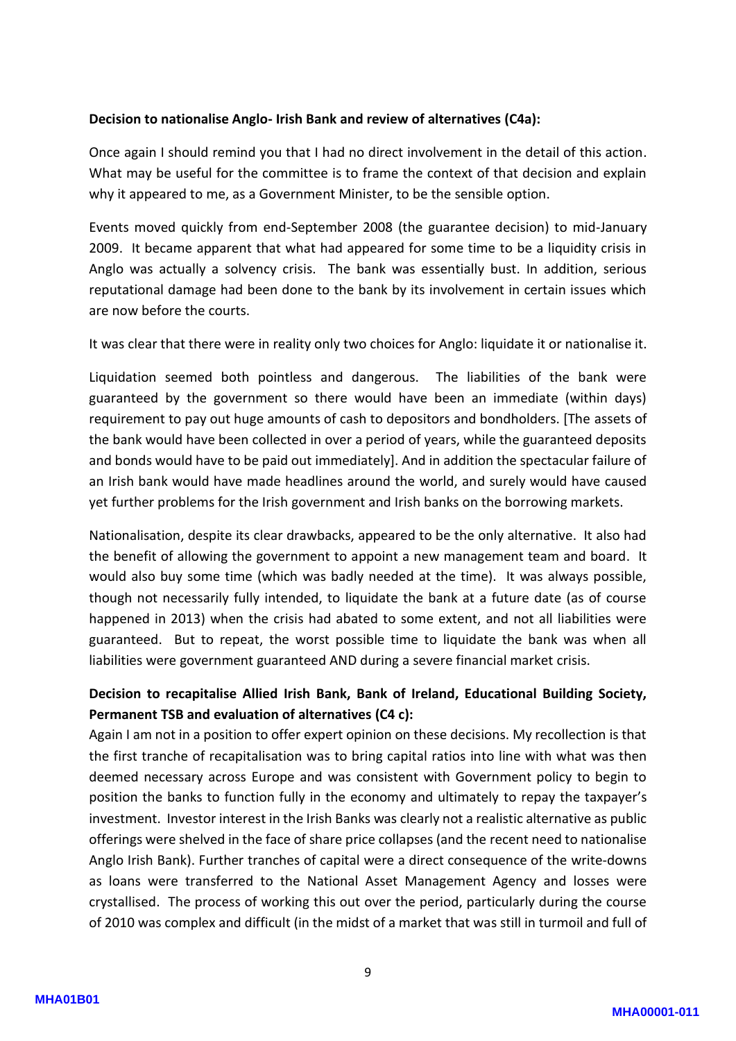**Decision to nationalise Anglo- Irish Bank and review of alternatives (C4a):**

Once again I should remind you that I had no direct involvement in the detail of this action. What may be useful for the committee is to frame the context of that decision and explain why it appeared to me, as a Government Minister, to be the sensible option.

Events moved quickly from end-September 2008 (the guarantee decision) to mid-January 2009. It became apparent that what had appeared for some time to be a liquidity crisis in Anglo was actually a solvency crisis. The bank was essentially bust. In addition, serious reputational damage had been done to the bank by its involvement in certain issues which are now before the courts.

It was clear that there were in reality only two choices for Anglo: liquidate it or nationalise it.

Liquidation seemed both pointless and dangerous. The liabilities of the bank were guaranteed by the government so there would have been an immediate (within days) requirement to pay out huge amounts of cash to depositors and bondholders. [The assets of the bank would have been collected in over a period of years, while the guaranteed deposits and bonds would have to be paid out immediately]. And in addition the spectacular failure of an Irish bank would have made headlines around the world, and surely would have caused yet further problems for the Irish government and Irish banks on the borrowing markets.

Nationalisation, despite its clear drawbacks, appeared to be the only alternative. It also had the benefit of allowing the government to appoint a new management team and board. It would also buy some time (which was badly needed at the time). It was always possible, though not necessarily fully intended, to liquidate the bank at a future date (as of course happened in 2013) when the crisis had abated to some extent, and not all liabilities were guaranteed. But to repeat, the worst possible time to liquidate the bank was when all liabilities were government guaranteed AND during a severe financial market crisis.

**Decision to recapitalise Allied Irish Bank, Bank of Ireland, Educational Building Society, Permanent TSB and evaluation of alternatives (C4 c):**

Again I am not in a position to offer expert opinion on these decisions. My recollection is that the first tranche of recapitalisation was to bring capital ratios into line with what was then deemed necessary across Europe and was consistent with Government policy to begin to position the banks to function fully in the economy and ultimately to repay the taxpayer's investment. Investor interest in the Irish Banks was clearly not a realistic alternative as public offerings were shelved in the face of share price collapses (and the recent need to nationalise Anglo Irish Bank). Further tranches of capital were a direct consequence of the write-downs as loans were transferred to the National Asset Management Agency and losses were crystallised. The process of working this out over the period, particularly during the course of 2010 was complex and difficult (in the midst of a market that was still in turmoil and full of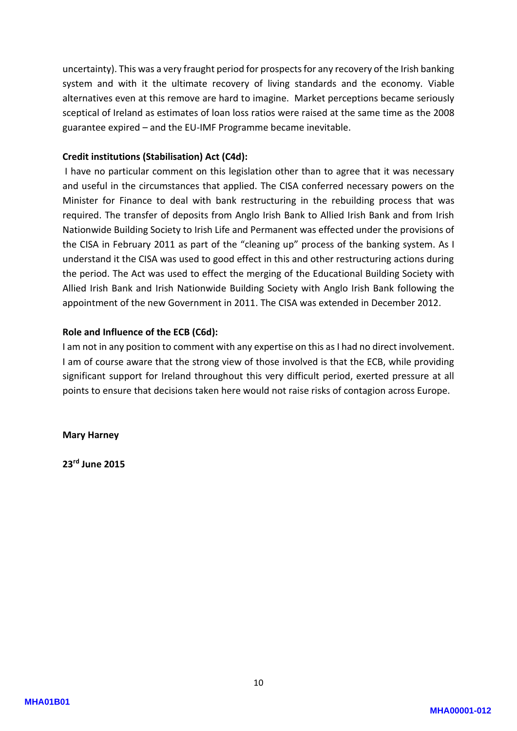uncertainty). This was a very fraught period for prospects for any recovery of the Irish banking system and with it the ultimate recovery of living standards and the economy. Viable alternatives even at this remove are hard to imagine. Market perceptions became seriously sceptical of Ireland as estimates of loan loss ratios were raised at the same time as the 2008 guarantee expired – and the EU-IMF Programme became inevitable.

**Credit institutions (Stabilisation) Act (C4d):**

I have no particular comment on this legislation other than to agree that it was necessary and useful in the circumstances that applied. The CISA conferred necessary powers on the Minister for Finance to deal with bank restructuring in the rebuilding process that was required. The transfer of deposits from Anglo Irish Bank to Allied Irish Bank and from Irish Nationwide Building Society to Irish Life and Permanent was effected under the provisions of the CISA in February 2011 as part of the "cleaning up" process of the banking system. As I understand it the CISA was used to good effect in this and other restructuring actions during the period. The Act was used to effect the merging of the Educational Building Society with Allied Irish Bank and Irish Nationwide Building Society with Anglo Irish Bank following the appointment of the new Government in 2011. The CISA was extended in December 2012.

**Role and Influence of the ECB (C6d):**

I am not in any position to comment with any expertise on this as I had no direct involvement. I am of course aware that the strong view of those involved is that the ECB, while providing significant support for Ireland throughout this very difficult period, exerted pressure at all points to ensure that decisions taken here would not raise risks of contagion across Europe.

**Mary Harney**

**23rd June 2015**